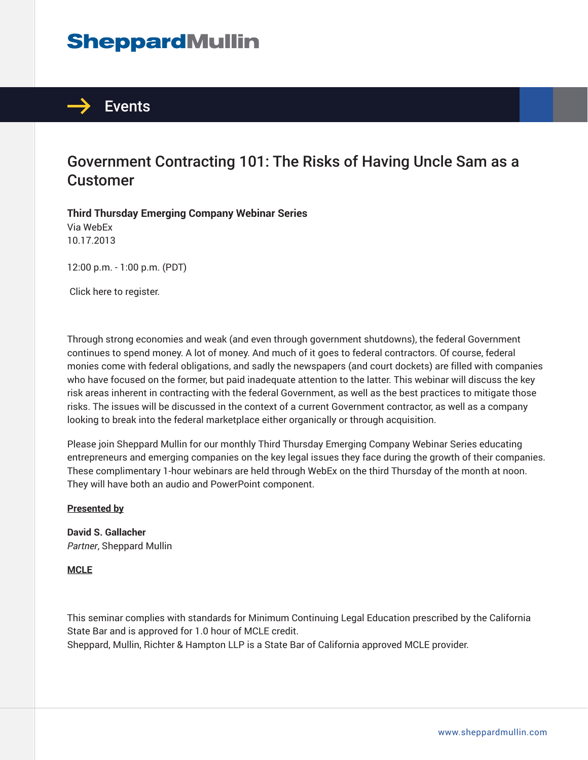# SheppardMullin

## Events

# Government Contracting 101: The Risks of Having Uncle Sam as a Customer

**Third Thursday Emerging Company Webinar Series**
Via WebEx
10.17.2013

12:00 p.m. - 1:00 p.m. (PDT)

Click here to register.

Through strong economies and weak (and even through government shutdowns), the federal Government continues to spend money. A lot of money. And much of it goes to federal contractors. Of course, federal monies come with federal obligations, and sadly the newspapers (and court dockets) are filled with companies who have focused on the former, but paid inadequate attention to the latter. This webinar will discuss the key risk areas inherent in contracting with the federal Government, as well as the best practices to mitigate those risks. The issues will be discussed in the context of a current Government contractor, as well as a company looking to break into the federal marketplace either organically or through acquisition.

Please join Sheppard Mullin for our monthly Third Thursday Emerging Company Webinar Series educating entrepreneurs and emerging companies on the key legal issues they face during the growth of their companies. These complimentary 1-hour webinars are held through WebEx on the third Thursday of the month at noon. They will have both an audio and PowerPoint component.

**Presented by**

**David S. Gallacher**
*Partner*, Sheppard Mullin

**MCLE**

This seminar complies with standards for Minimum Continuing Legal Education prescribed by the California State Bar and is approved for 1.0 hour of MCLE credit.
Sheppard, Mullin, Richter & Hampton LLP is a State Bar of California approved MCLE provider.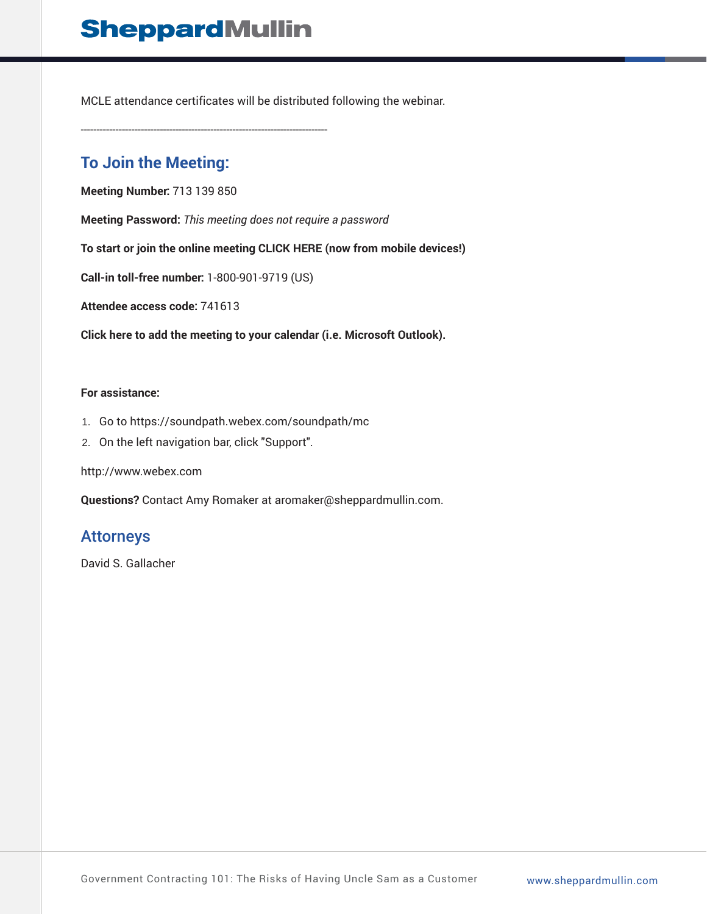MCLE attendance certificates will be distributed following the webinar.

--------------------------------------------------------------------------------

## To Join the Meeting:

**Meeting Number:** 713 139 850

**Meeting Password:** *This meeting does not require a password*

**To start or join the online meeting CLICK HERE (now from mobile devices!)**

**Call-in toll-free number:** 1-800-901-9719 (US)

**Attendee access code:** 741613

**Click here to add the meeting to your calendar (i.e. Microsoft Outlook).**

**For assistance:**

1. Go to https://soundpath.webex.com/soundpath/mc
2. On the left navigation bar, click "Support".

http://www.webex.com

**Questions?** Contact Amy Romaker at aromaker@sheppardmullin.com.

## Attorneys

David S. Gallacher